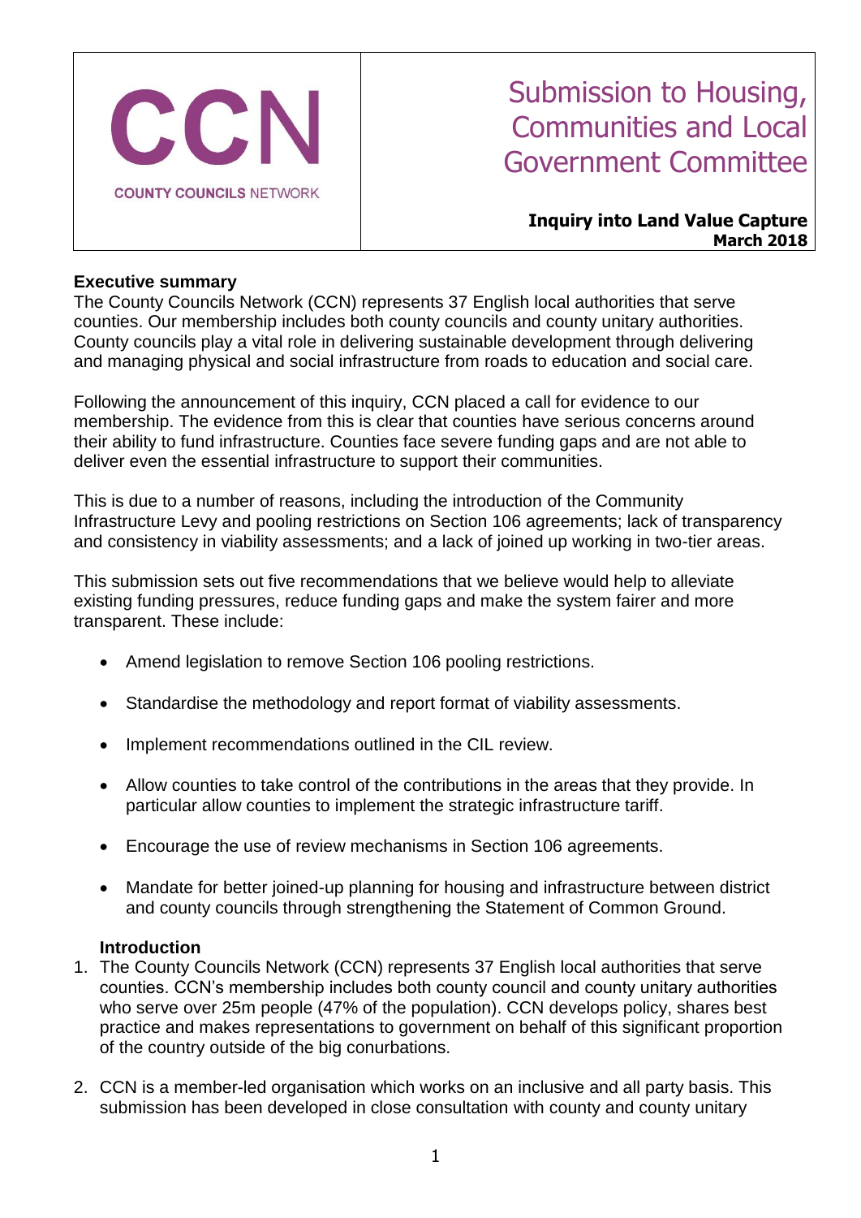**CCN**

**COUNTY COUNCILS NETWORK**

# Submission to Housing, Communities and Local Government Committee

**Inquiry into Land Value Capture**
**March 2018**

## Executive summary

The County Councils Network (CCN) represents 37 English local authorities that serve counties. Our membership includes both county councils and county unitary authorities. County councils play a vital role in delivering sustainable development through delivering and managing physical and social infrastructure from roads to education and social care.

Following the announcement of this inquiry, CCN placed a call for evidence to our membership. The evidence from this is clear that counties have serious concerns around their ability to fund infrastructure. Counties face severe funding gaps and are not able to deliver even the essential infrastructure to support their communities.

This is due to a number of reasons, including the introduction of the Community Infrastructure Levy and pooling restrictions on Section 106 agreements; lack of transparency and consistency in viability assessments; and a lack of joined up working in two-tier areas.

This submission sets out five recommendations that we believe would help to alleviate existing funding pressures, reduce funding gaps and make the system fairer and more transparent. These include:

- Amend legislation to remove Section 106 pooling restrictions.
- Standardise the methodology and report format of viability assessments.
- Implement recommendations outlined in the CIL review.
- Allow counties to take control of the contributions in the areas that they provide. In particular allow counties to implement the strategic infrastructure tariff.
- Encourage the use of review mechanisms in Section 106 agreements.
- Mandate for better joined-up planning for housing and infrastructure between district and county councils through strengthening the Statement of Common Ground.

## Introduction

1. The County Councils Network (CCN) represents 37 English local authorities that serve counties. CCN's membership includes both county council and county unitary authorities who serve over 25m people (47% of the population). CCN develops policy, shares best practice and makes representations to government on behalf of this significant proportion of the country outside of the big conurbations.

2. CCN is a member-led organisation which works on an inclusive and all party basis. This submission has been developed in close consultation with county and county unitary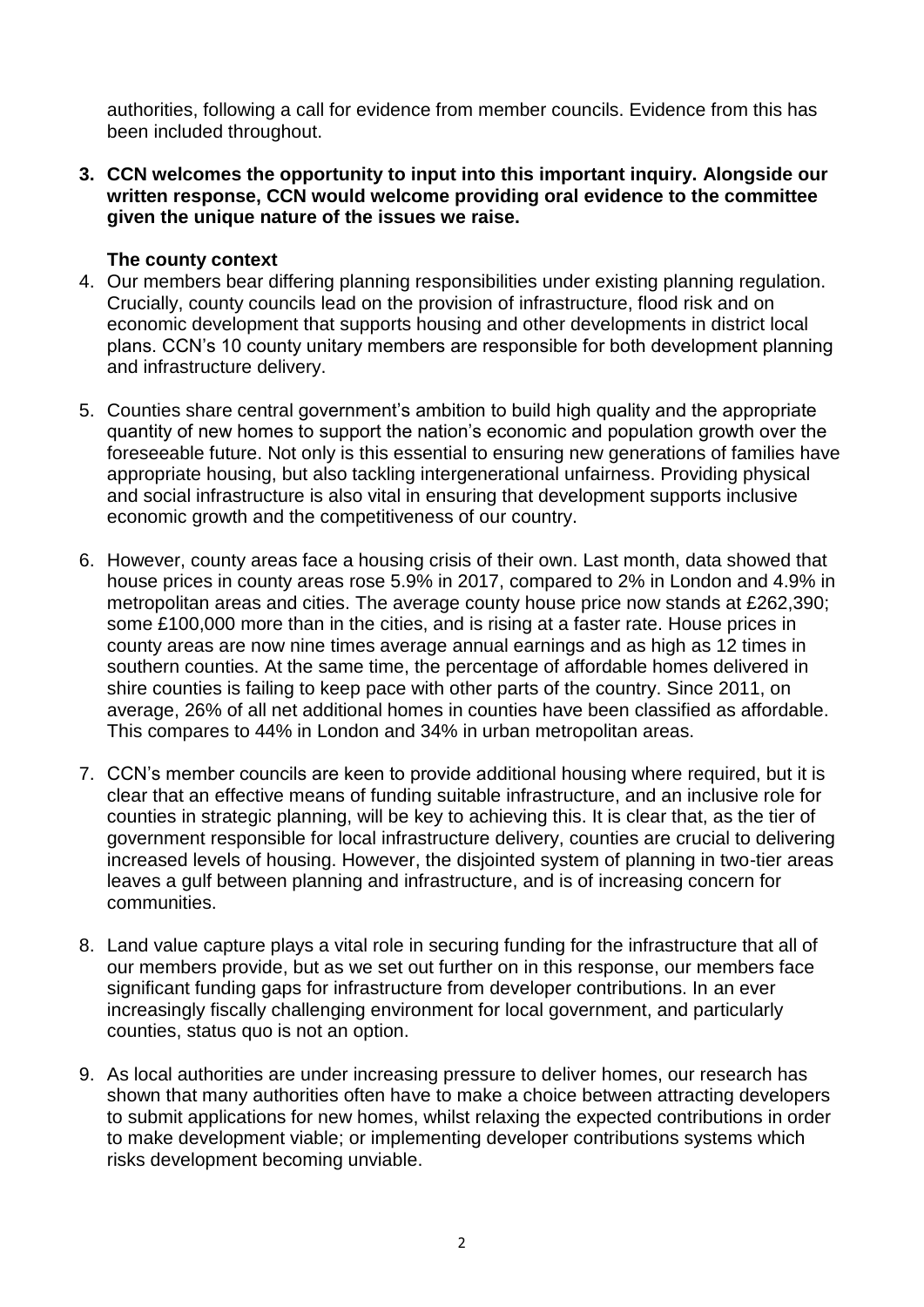authorities, following a call for evidence from member councils. Evidence from this has been included throughout.

3. **CCN welcomes the opportunity to input into this important inquiry. Alongside our written response, CCN would welcome providing oral evidence to the committee given the unique nature of the issues we raise.**

**The county context**

4. Our members bear differing planning responsibilities under existing planning regulation. Crucially, county councils lead on the provision of infrastructure, flood risk and on economic development that supports housing and other developments in district local plans. CCN's 10 county unitary members are responsible for both development planning and infrastructure delivery.

5. Counties share central government's ambition to build high quality and the appropriate quantity of new homes to support the nation's economic and population growth over the foreseeable future. Not only is this essential to ensuring new generations of families have appropriate housing, but also tackling intergenerational unfairness. Providing physical and social infrastructure is also vital in ensuring that development supports inclusive economic growth and the competitiveness of our country.

6. However, county areas face a housing crisis of their own. Last month, data showed that house prices in county areas rose 5.9% in 2017, compared to 2% in London and 4.9% in metropolitan areas and cities. The average county house price now stands at £262,390; some £100,000 more than in the cities, and is rising at a faster rate. House prices in county areas are now nine times average annual earnings and as high as 12 times in southern counties. At the same time, the percentage of affordable homes delivered in shire counties is failing to keep pace with other parts of the country. Since 2011, on average, 26% of all net additional homes in counties have been classified as affordable. This compares to 44% in London and 34% in urban metropolitan areas.

7. CCN's member councils are keen to provide additional housing where required, but it is clear that an effective means of funding suitable infrastructure, and an inclusive role for counties in strategic planning, will be key to achieving this. It is clear that, as the tier of government responsible for local infrastructure delivery, counties are crucial to delivering increased levels of housing. However, the disjointed system of planning in two-tier areas leaves a gulf between planning and infrastructure, and is of increasing concern for communities.

8. Land value capture plays a vital role in securing funding for the infrastructure that all of our members provide, but as we set out further on in this response, our members face significant funding gaps for infrastructure from developer contributions. In an ever increasingly fiscally challenging environment for local government, and particularly counties, status quo is not an option.

9. As local authorities are under increasing pressure to deliver homes, our research has shown that many authorities often have to make a choice between attracting developers to submit applications for new homes, whilst relaxing the expected contributions in order to make development viable; or implementing developer contributions systems which risks development becoming unviable.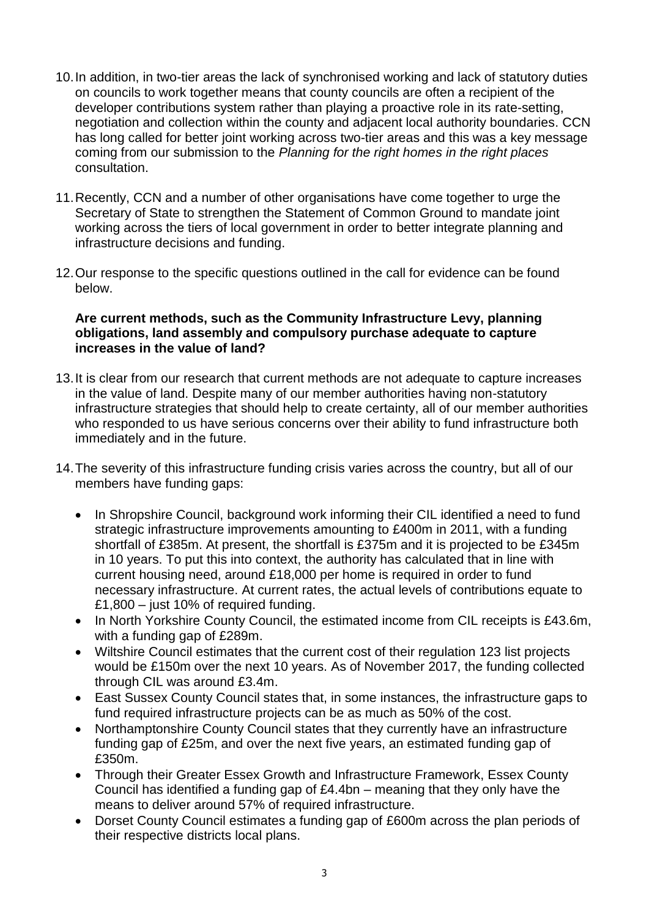10. In addition, in two-tier areas the lack of synchronised working and lack of statutory duties on councils to work together means that county councils are often a recipient of the developer contributions system rather than playing a proactive role in its rate-setting, negotiation and collection within the county and adjacent local authority boundaries. CCN has long called for better joint working across two-tier areas and this was a key message coming from our submission to the *Planning for the right homes in the right places* consultation.

11. Recently, CCN and a number of other organisations have come together to urge the Secretary of State to strengthen the Statement of Common Ground to mandate joint working across the tiers of local government in order to better integrate planning and infrastructure decisions and funding.

12. Our response to the specific questions outlined in the call for evidence can be found below.

**Are current methods, such as the Community Infrastructure Levy, planning obligations, land assembly and compulsory purchase adequate to capture increases in the value of land?**

13. It is clear from our research that current methods are not adequate to capture increases in the value of land. Despite many of our member authorities having non-statutory infrastructure strategies that should help to create certainty, all of our member authorities who responded to us have serious concerns over their ability to fund infrastructure both immediately and in the future.

14. The severity of this infrastructure funding crisis varies across the country, but all of our members have funding gaps:

    - In Shropshire Council, background work informing their CIL identified a need to fund strategic infrastructure improvements amounting to £400m in 2011, with a funding shortfall of £385m. At present, the shortfall is £375m and it is projected to be £345m in 10 years. To put this into context, the authority has calculated that in line with current housing need, around £18,000 per home is required in order to fund necessary infrastructure. At current rates, the actual levels of contributions equate to £1,800 – just 10% of required funding.
    - In North Yorkshire County Council, the estimated income from CIL receipts is £43.6m, with a funding gap of £289m.
    - Wiltshire Council estimates that the current cost of their regulation 123 list projects would be £150m over the next 10 years. As of November 2017, the funding collected through CIL was around £3.4m.
    - East Sussex County Council states that, in some instances, the infrastructure gaps to fund required infrastructure projects can be as much as 50% of the cost.
    - Northamptonshire County Council states that they currently have an infrastructure funding gap of £25m, and over the next five years, an estimated funding gap of £350m.
    - Through their Greater Essex Growth and Infrastructure Framework, Essex County Council has identified a funding gap of £4.4bn – meaning that they only have the means to deliver around 57% of required infrastructure.
    - Dorset County Council estimates a funding gap of £600m across the plan periods of their respective districts local plans.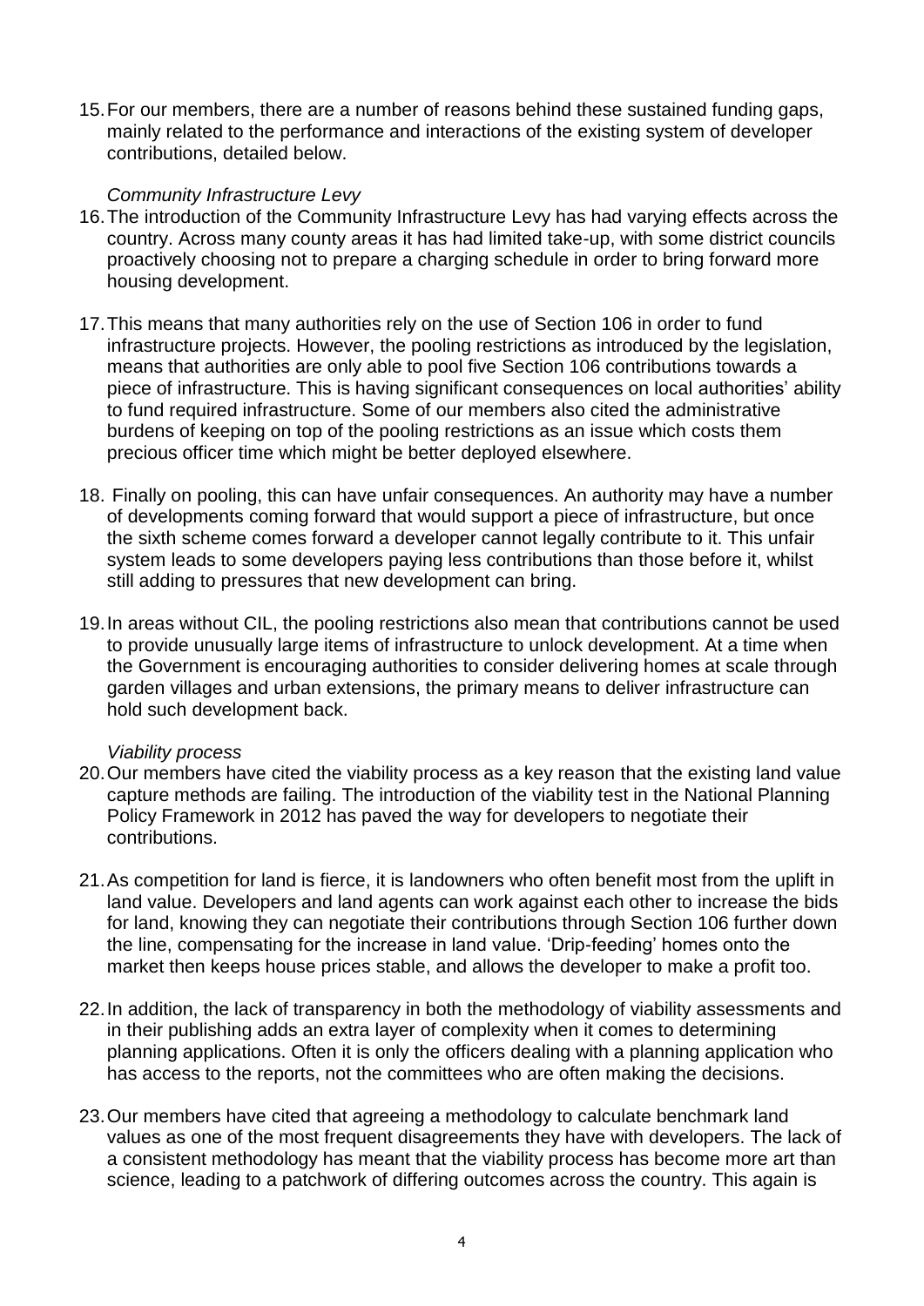15. For our members, there are a number of reasons behind these sustained funding gaps, mainly related to the performance and interactions of the existing system of developer contributions, detailed below.

*Community Infrastructure Levy*

16. The introduction of the Community Infrastructure Levy has had varying effects across the country. Across many county areas it has had limited take-up, with some district councils proactively choosing not to prepare a charging schedule in order to bring forward more housing development.

17. This means that many authorities rely on the use of Section 106 in order to fund infrastructure projects. However, the pooling restrictions as introduced by the legislation, means that authorities are only able to pool five Section 106 contributions towards a piece of infrastructure. This is having significant consequences on local authorities' ability to fund required infrastructure. Some of our members also cited the administrative burdens of keeping on top of the pooling restrictions as an issue which costs them precious officer time which might be better deployed elsewhere.

18. Finally on pooling, this can have unfair consequences. An authority may have a number of developments coming forward that would support a piece of infrastructure, but once the sixth scheme comes forward a developer cannot legally contribute to it. This unfair system leads to some developers paying less contributions than those before it, whilst still adding to pressures that new development can bring.

19. In areas without CIL, the pooling restrictions also mean that contributions cannot be used to provide unusually large items of infrastructure to unlock development. At a time when the Government is encouraging authorities to consider delivering homes at scale through garden villages and urban extensions, the primary means to deliver infrastructure can hold such development back.

*Viability process*

20. Our members have cited the viability process as a key reason that the existing land value capture methods are failing. The introduction of the viability test in the National Planning Policy Framework in 2012 has paved the way for developers to negotiate their contributions.

21. As competition for land is fierce, it is landowners who often benefit most from the uplift in land value. Developers and land agents can work against each other to increase the bids for land, knowing they can negotiate their contributions through Section 106 further down the line, compensating for the increase in land value. 'Drip-feeding' homes onto the market then keeps house prices stable, and allows the developer to make a profit too.

22. In addition, the lack of transparency in both the methodology of viability assessments and in their publishing adds an extra layer of complexity when it comes to determining planning applications. Often it is only the officers dealing with a planning application who has access to the reports, not the committees who are often making the decisions.

23. Our members have cited that agreeing a methodology to calculate benchmark land values as one of the most frequent disagreements they have with developers. The lack of a consistent methodology has meant that the viability process has become more art than science, leading to a patchwork of differing outcomes across the country. This again is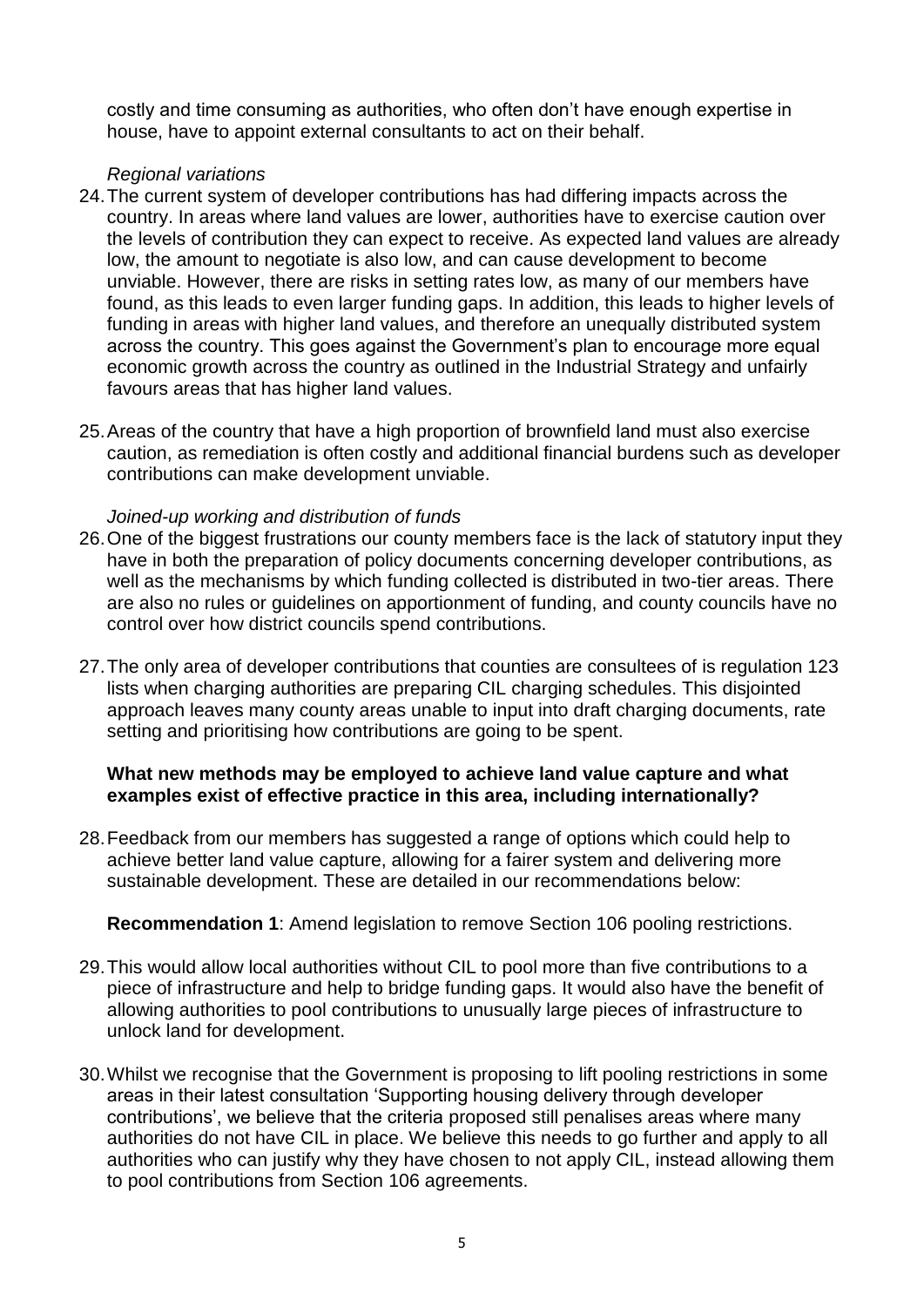costly and time consuming as authorities, who often don't have enough expertise in house, have to appoint external consultants to act on their behalf.

*Regional variations*

24. The current system of developer contributions has had differing impacts across the country. In areas where land values are lower, authorities have to exercise caution over the levels of contribution they can expect to receive. As expected land values are already low, the amount to negotiate is also low, and can cause development to become unviable. However, there are risks in setting rates low, as many of our members have found, as this leads to even larger funding gaps. In addition, this leads to higher levels of funding in areas with higher land values, and therefore an unequally distributed system across the country. This goes against the Government's plan to encourage more equal economic growth across the country as outlined in the Industrial Strategy and unfairly favours areas that has higher land values.

25. Areas of the country that have a high proportion of brownfield land must also exercise caution, as remediation is often costly and additional financial burdens such as developer contributions can make development unviable.

*Joined-up working and distribution of funds*

26. One of the biggest frustrations our county members face is the lack of statutory input they have in both the preparation of policy documents concerning developer contributions, as well as the mechanisms by which funding collected is distributed in two-tier areas. There are also no rules or guidelines on apportionment of funding, and county councils have no control over how district councils spend contributions.

27. The only area of developer contributions that counties are consultees of is regulation 123 lists when charging authorities are preparing CIL charging schedules. This disjointed approach leaves many county areas unable to input into draft charging documents, rate setting and prioritising how contributions are going to be spent.

**What new methods may be employed to achieve land value capture and what examples exist of effective practice in this area, including internationally?**

28. Feedback from our members has suggested a range of options which could help to achieve better land value capture, allowing for a fairer system and delivering more sustainable development. These are detailed in our recommendations below:

**Recommendation 1**: Amend legislation to remove Section 106 pooling restrictions.

29. This would allow local authorities without CIL to pool more than five contributions to a piece of infrastructure and help to bridge funding gaps. It would also have the benefit of allowing authorities to pool contributions to unusually large pieces of infrastructure to unlock land for development.

30. Whilst we recognise that the Government is proposing to lift pooling restrictions in some areas in their latest consultation 'Supporting housing delivery through developer contributions', we believe that the criteria proposed still penalises areas where many authorities do not have CIL in place. We believe this needs to go further and apply to all authorities who can justify why they have chosen to not apply CIL, instead allowing them to pool contributions from Section 106 agreements.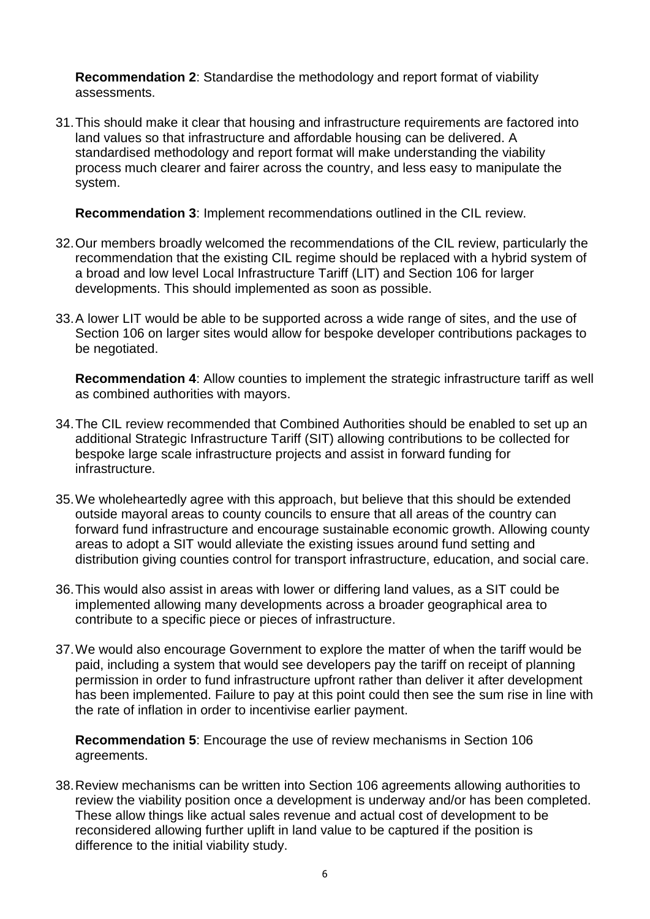**Recommendation 2**: Standardise the methodology and report format of viability assessments.

31. This should make it clear that housing and infrastructure requirements are factored into land values so that infrastructure and affordable housing can be delivered. A standardised methodology and report format will make understanding the viability process much clearer and fairer across the country, and less easy to manipulate the system.

**Recommendation 3**: Implement recommendations outlined in the CIL review.

32. Our members broadly welcomed the recommendations of the CIL review, particularly the recommendation that the existing CIL regime should be replaced with a hybrid system of a broad and low level Local Infrastructure Tariff (LIT) and Section 106 for larger developments. This should implemented as soon as possible.

33. A lower LIT would be able to be supported across a wide range of sites, and the use of Section 106 on larger sites would allow for bespoke developer contributions packages to be negotiated.

**Recommendation 4**: Allow counties to implement the strategic infrastructure tariff as well as combined authorities with mayors.

34. The CIL review recommended that Combined Authorities should be enabled to set up an additional Strategic Infrastructure Tariff (SIT) allowing contributions to be collected for bespoke large scale infrastructure projects and assist in forward funding for infrastructure.

35. We wholeheartedly agree with this approach, but believe that this should be extended outside mayoral areas to county councils to ensure that all areas of the country can forward fund infrastructure and encourage sustainable economic growth. Allowing county areas to adopt a SIT would alleviate the existing issues around fund setting and distribution giving counties control for transport infrastructure, education, and social care.

36. This would also assist in areas with lower or differing land values, as a SIT could be implemented allowing many developments across a broader geographical area to contribute to a specific piece or pieces of infrastructure.

37. We would also encourage Government to explore the matter of when the tariff would be paid, including a system that would see developers pay the tariff on receipt of planning permission in order to fund infrastructure upfront rather than deliver it after development has been implemented. Failure to pay at this point could then see the sum rise in line with the rate of inflation in order to incentivise earlier payment.

**Recommendation 5**: Encourage the use of review mechanisms in Section 106 agreements.

38. Review mechanisms can be written into Section 106 agreements allowing authorities to review the viability position once a development is underway and/or has been completed. These allow things like actual sales revenue and actual cost of development to be reconsidered allowing further uplift in land value to be captured if the position is difference to the initial viability study.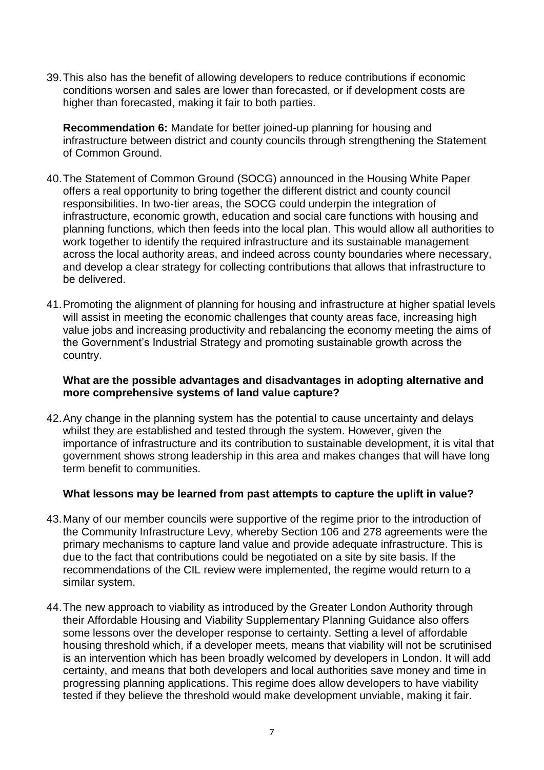39. This also has the benefit of allowing developers to reduce contributions if economic conditions worsen and sales are lower than forecasted, or if development costs are higher than forecasted, making it fair to both parties.

**Recommendation 6:** Mandate for better joined-up planning for housing and infrastructure between district and county councils through strengthening the Statement of Common Ground.

40. The Statement of Common Ground (SOCG) announced in the Housing White Paper offers a real opportunity to bring together the different district and county council responsibilities. In two-tier areas, the SOCG could underpin the integration of infrastructure, economic growth, education and social care functions with housing and planning functions, which then feeds into the local plan. This would allow all authorities to work together to identify the required infrastructure and its sustainable management across the local authority areas, and indeed across county boundaries where necessary, and develop a clear strategy for collecting contributions that allows that infrastructure to be delivered.

41. Promoting the alignment of planning for housing and infrastructure at higher spatial levels will assist in meeting the economic challenges that county areas face, increasing high value jobs and increasing productivity and rebalancing the economy meeting the aims of the Government's Industrial Strategy and promoting sustainable growth across the country.

**What are the possible advantages and disadvantages in adopting alternative and more comprehensive systems of land value capture?**

42. Any change in the planning system has the potential to cause uncertainty and delays whilst they are established and tested through the system. However, given the importance of infrastructure and its contribution to sustainable development, it is vital that government shows strong leadership in this area and makes changes that will have long term benefit to communities.

**What lessons may be learned from past attempts to capture the uplift in value?**

43. Many of our member councils were supportive of the regime prior to the introduction of the Community Infrastructure Levy, whereby Section 106 and 278 agreements were the primary mechanisms to capture land value and provide adequate infrastructure. This is due to the fact that contributions could be negotiated on a site by site basis. If the recommendations of the CIL review were implemented, the regime would return to a similar system.

44. The new approach to viability as introduced by the Greater London Authority through their Affordable Housing and Viability Supplementary Planning Guidance also offers some lessons over the developer response to certainty. Setting a level of affordable housing threshold which, if a developer meets, means that viability will not be scrutinised is an intervention which has been broadly welcomed by developers in London. It will add certainty, and means that both developers and local authorities save money and time in progressing planning applications. This regime does allow developers to have viability tested if they believe the threshold would make development unviable, making it fair.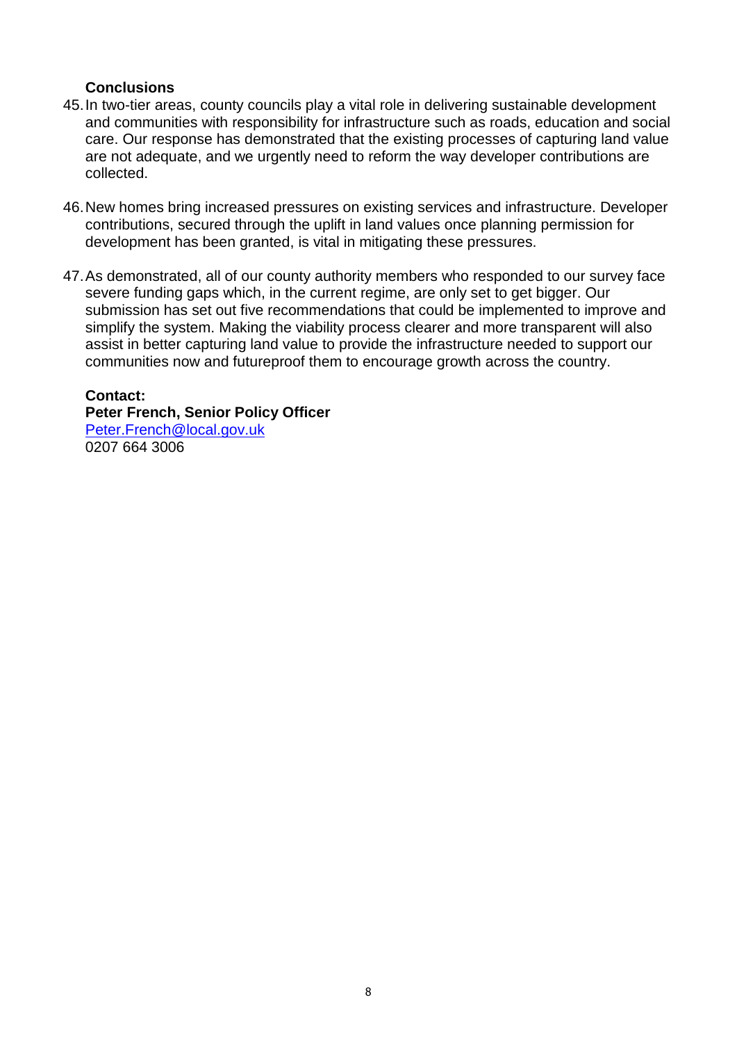**Conclusions**

45. In two-tier areas, county councils play a vital role in delivering sustainable development and communities with responsibility for infrastructure such as roads, education and social care. Our response has demonstrated that the existing processes of capturing land value are not adequate, and we urgently need to reform the way developer contributions are collected.

46. New homes bring increased pressures on existing services and infrastructure. Developer contributions, secured through the uplift in land values once planning permission for development has been granted, is vital in mitigating these pressures.

47. As demonstrated, all of our county authority members who responded to our survey face severe funding gaps which, in the current regime, are only set to get bigger. Our submission has set out five recommendations that could be implemented to improve and simplify the system. Making the viability process clearer and more transparent will also assist in better capturing land value to provide the infrastructure needed to support our communities now and futureproof them to encourage growth across the country.

**Contact:**
**Peter French, Senior Policy Officer**
Peter.French@local.gov.uk
0207 664 3006